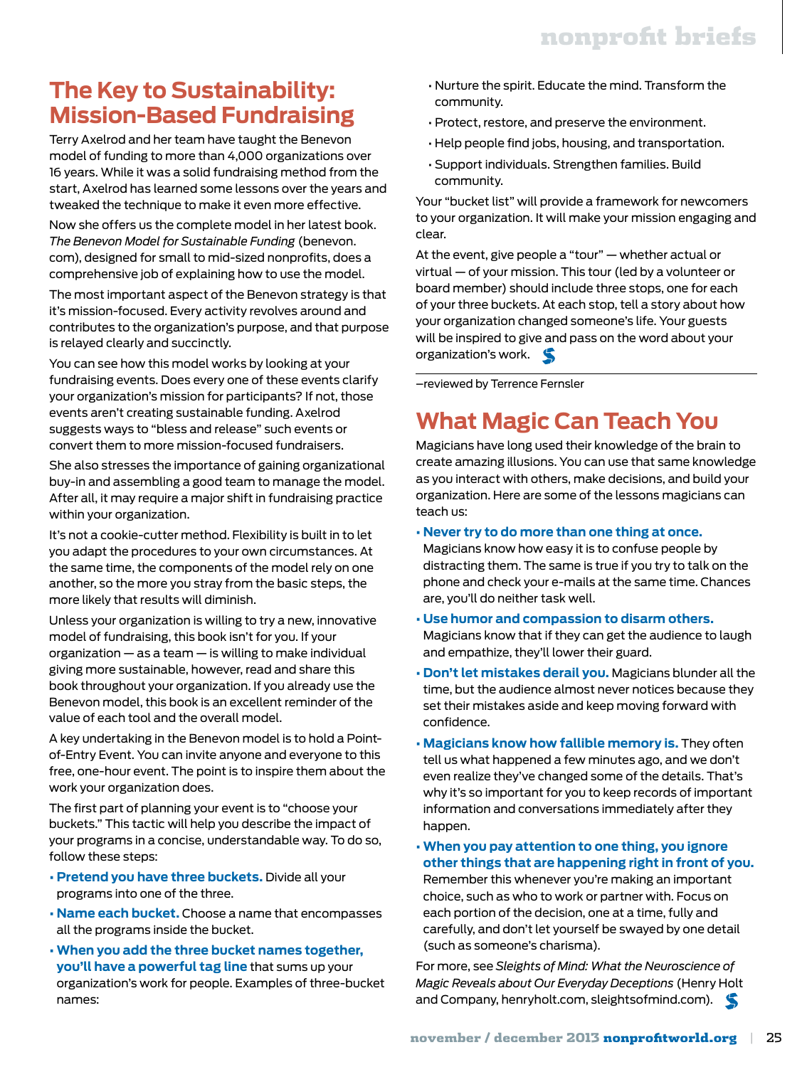## The Key to Sustainability: Mission-Based Fundraising

Terry Axelrod and her team have taught the Benevon model of funding to more than 4,000 organizations over 16 years. While it was a solid fundraising method from the start, Axelrod has learned some lessons over the years and tweaked the technique to make it even more effective.

Now she offers us the complete model in her latest book. *The Benevon Model for Sustainable Funding* (benevon.com), designed for small to mid-sized nonprofits, does a comprehensive job of explaining how to use the model.

The most important aspect of the Benevon strategy is that it's mission-focused. Every activity revolves around and contributes to the organization's purpose, and that purpose is relayed clearly and succinctly.

You can see how this model works by looking at your fundraising events. Does every one of these events clarify your organization's mission for participants? If not, those events aren't creating sustainable funding. Axelrod suggests ways to "bless and release" such events or convert them to more mission-focused fundraisers.

She also stresses the importance of gaining organizational buy-in and assembling a good team to manage the model. After all, it may require a major shift in fundraising practice within your organization.

It's not a cookie-cutter method. Flexibility is built in to let you adapt the procedures to your own circumstances. At the same time, the components of the model rely on one another, so the more you stray from the basic steps, the more likely that results will diminish.

Unless your organization is willing to try a new, innovative model of fundraising, this book isn't for you. If your organization — as a team — is willing to make individual giving more sustainable, however, read and share this book throughout your organization. If you already use the Benevon model, this book is an excellent reminder of the value of each tool and the overall model.

A key undertaking in the Benevon model is to hold a Point-of-Entry Event. You can invite anyone and everyone to this free, one-hour event. The point is to inspire them about the work your organization does.

The first part of planning your event is to "choose your buckets." This tactic will help you describe the impact of your programs in a concise, understandable way. To do so, follow these steps:

- **Pretend you have three buckets.** Divide all your programs into one of the three.
- **Name each bucket.** Choose a name that encompasses all the programs inside the bucket.
- **When you add the three bucket names together, you'll have a powerful tag line** that sums up your organization's work for people. Examples of three-bucket names:
  - Nurture the spirit. Educate the mind. Transform the community.
  - Protect, restore, and preserve the environment.
  - Help people find jobs, housing, and transportation.
  - Support individuals. Strengthen families. Build community.

Your "bucket list" will provide a framework for newcomers to your organization. It will make your mission engaging and clear.

At the event, give people a "tour" — whether actual or virtual — of your mission. This tour (led by a volunteer or board member) should include three stops, one for each of your three buckets. At each stop, tell a story about how your organization changed someone's life. Your guests will be inspired to give and pass on the word about your organization's work.

—reviewed by Terrence Fernsler

## What Magic Can Teach You

Magicians have long used their knowledge of the brain to create amazing illusions. You can use that same knowledge as you interact with others, make decisions, and build your organization. Here are some of the lessons magicians can teach us:

- **Never try to do more than one thing at once.** Magicians know how easy it is to confuse people by distracting them. The same is true if you try to talk on the phone and check your e-mails at the same time. Chances are, you'll do neither task well.
- **Use humor and compassion to disarm others.** Magicians know that if they can get the audience to laugh and empathize, they'll lower their guard.
- **Don't let mistakes derail you.** Magicians blunder all the time, but the audience almost never notices because they set their mistakes aside and keep moving forward with confidence.
- **Magicians know how fallible memory is.** They often tell us what happened a few minutes ago, and we don't even realize they've changed some of the details. That's why it's so important for you to keep records of important information and conversations immediately after they happen.
- **When you pay attention to one thing, you ignore other things that are happening right in front of you.** Remember this whenever you're making an important choice, such as who to work or partner with. Focus on each portion of the decision, one at a time, fully and carefully, and don't let yourself be swayed by one detail (such as someone's charisma).

For more, see *Sleights of Mind: What the Neuroscience of Magic Reveals about Our Everyday Deceptions* (Henry Holt and Company, henryholt.com, sleightsofmind.com).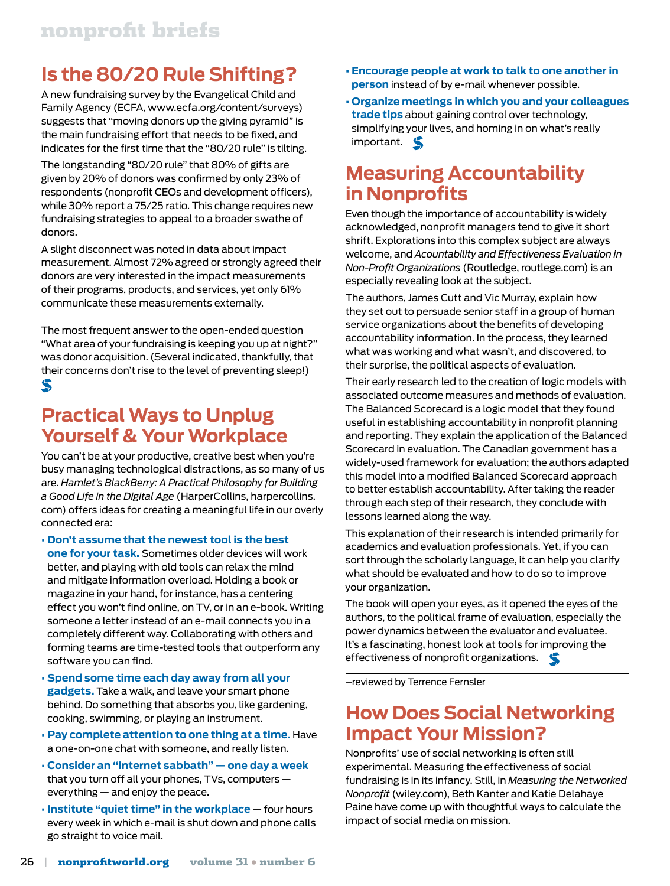## Is the 80/20 Rule Shifting?

A new fundraising survey by the Evangelical Child and Family Agency (ECFA, www.ecfa.org/content/surveys) suggests that "moving donors up the giving pyramid" is the main fundraising effort that needs to be fixed, and indicates for the first time that the "80/20 rule" is tilting.

The longstanding "80/20 rule" that 80% of gifts are given by 20% of donors was confirmed by only 23% of respondents (nonprofit CEOs and development officers), while 30% report a 75/25 ratio. This change requires new fundraising strategies to appeal to a broader swathe of donors.

A slight disconnect was noted in data about impact measurement. Almost 72% agreed or strongly agreed their donors are very interested in the impact measurements of their programs, products, and services, yet only 61% communicate these measurements externally.

The most frequent answer to the open-ended question "What area of your fundraising is keeping you up at night?" was donor acquisition. (Several indicated, thankfully, that their concerns don't rise to the level of preventing sleep!)

## Practical Ways to Unplug Yourself & Your Workplace

You can't be at your productive, creative best when you're busy managing technological distractions, as so many of us are. *Hamlet's BlackBerry: A Practical Philosophy for Building a Good Life in the Digital Age* (HarperCollins, harpercollins.com) offers ideas for creating a meaningful life in our overly connected era:

- **Don't assume that the newest tool is the best one for your task.** Sometimes older devices will work better, and playing with old tools can relax the mind and mitigate information overload. Holding a book or magazine in your hand, for instance, has a centering effect you won't find online, on TV, or in an e-book. Writing someone a letter instead of an e-mail connects you in a completely different way. Collaborating with others and forming teams are time-tested tools that outperform any software you can find.
- **Spend some time each day away from all your gadgets.** Take a walk, and leave your smart phone behind. Do something that absorbs you, like gardening, cooking, swimming, or playing an instrument.
- **Pay complete attention to one thing at a time.** Have a one-on-one chat with someone, and really listen.
- **Consider an "Internet sabbath" — one day a week** that you turn off all your phones, TVs, computers — everything — and enjoy the peace.
- **Institute "quiet time" in the workplace** — four hours every week in which e-mail is shut down and phone calls go straight to voice mail.
- **Encourage people at work to talk to one another in person** instead of by e-mail whenever possible.
- **Organize meetings in which you and your colleagues trade tips** about gaining control over technology, simplifying your lives, and homing in on what's really important.

## Measuring Accountability in Nonprofits

Even though the importance of accountability is widely acknowledged, nonprofit managers tend to give it short shrift. Explorations into this complex subject are always welcome, and *Acountability and Effectiveness Evaluation in Non-Profit Organizations* (Routledge, routlege.com) is an especially revealing look at the subject.

The authors, James Cutt and Vic Murray, explain how they set out to persuade senior staff in a group of human service organizations about the benefits of developing accountability information. In the process, they learned what was working and what wasn't, and discovered, to their surprise, the political aspects of evaluation.

Their early research led to the creation of logic models with associated outcome measures and methods of evaluation. The Balanced Scorecard is a logic model that they found useful in establishing accountability in nonprofit planning and reporting. They explain the application of the Balanced Scorecard in evaluation. The Canadian government has a widely-used framework for evaluation; the authors adapted this model into a modified Balanced Scorecard approach to better establish accountability. After taking the reader through each step of their research, they conclude with lessons learned along the way.

This explanation of their research is intended primarily for academics and evaluation professionals. Yet, if you can sort through the scholarly language, it can help you clarify what should be evaluated and how to do so to improve your organization.

The book will open your eyes, as it opened the eyes of the authors, to the political frame of evaluation, especially the power dynamics between the evaluator and evaluatee. It's a fascinating, honest look at tools for improving the effectiveness of nonprofit organizations.

—reviewed by Terrence Fernsler

## How Does Social Networking Impact Your Mission?

Nonprofits' use of social networking is often still experimental. Measuring the effectiveness of social fundraising is in its infancy. Still, in *Measuring the Networked Nonprofit* (wiley.com), Beth Kanter and Katie Delahaye Paine have come up with thoughtful ways to calculate the impact of social media on mission.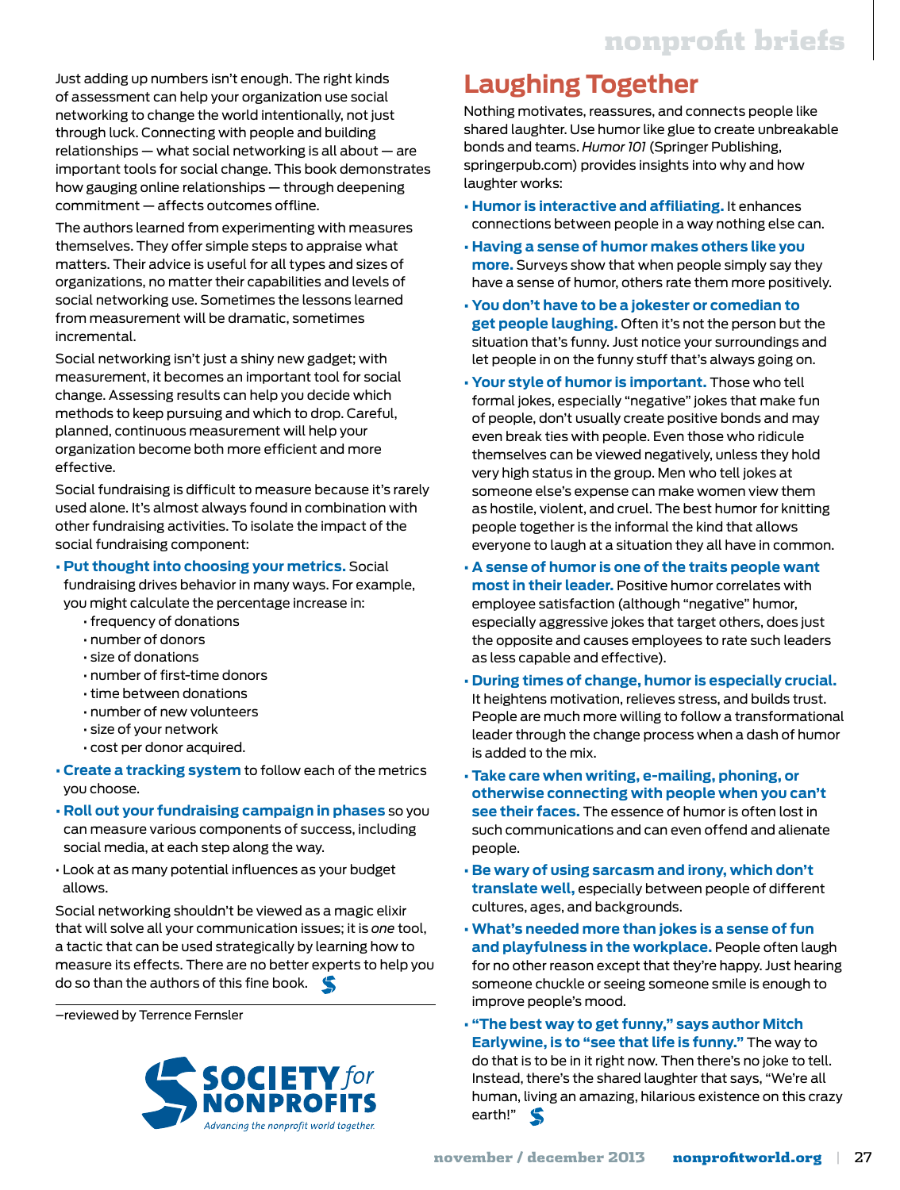Just adding up numbers isn't enough. The right kinds of assessment can help your organization use social networking to change the world intentionally, not just through luck. Connecting with people and building relationships — what social networking is all about — are important tools for social change. This book demonstrates how gauging online relationships — through deepening commitment — affects outcomes offline.

The authors learned from experimenting with measures themselves. They offer simple steps to appraise what matters. Their advice is useful for all types and sizes of organizations, no matter their capabilities and levels of social networking use. Sometimes the lessons learned from measurement will be dramatic, sometimes incremental.

Social networking isn't just a shiny new gadget; with measurement, it becomes an important tool for social change. Assessing results can help you decide which methods to keep pursuing and which to drop. Careful, planned, continuous measurement will help your organization become both more efficient and more effective.

Social fundraising is difficult to measure because it's rarely used alone. It's almost always found in combination with other fundraising activities. To isolate the impact of the social fundraising component:

- **Put thought into choosing your metrics.** Social fundraising drives behavior in many ways. For example, you might calculate the percentage increase in:
  - frequency of donations
  - number of donors
  - size of donations
  - number of first-time donors
  - time between donations
  - number of new volunteers
  - size of your network
  - cost per donor acquired.
- **Create a tracking system** to follow each of the metrics you choose.
- **Roll out your fundraising campaign in phases** so you can measure various components of success, including social media, at each step along the way.
- Look at as many potential influences as your budget allows.

Social networking shouldn't be viewed as a magic elixir that will solve all your communication issues; it is *one* tool, a tactic that can be used strategically by learning how to measure its effects. There are no better experts to help you do so than the authors of this fine book.

—reviewed by Terrence Fernsler

SOCIETY *for* NONPROFITS
*Advancing the nonprofit world together.*

## Laughing Together

Nothing motivates, reassures, and connects people like shared laughter. Use humor like glue to create unbreakable bonds and teams. *Humor 101* (Springer Publishing, springerpub.com) provides insights into why and how laughter works:

- **Humor is interactive and affiliating.** It enhances connections between people in a way nothing else can.
- **Having a sense of humor makes others like you more.** Surveys show that when people simply say they have a sense of humor, others rate them more positively.
- **You don't have to be a jokester or comedian to get people laughing.** Often it's not the person but the situation that's funny. Just notice your surroundings and let people in on the funny stuff that's always going on.
- **Your style of humor is important.** Those who tell formal jokes, especially "negative" jokes that make fun of people, don't usually create positive bonds and may even break ties with people. Even those who ridicule themselves can be viewed negatively, unless they hold very high status in the group. Men who tell jokes at someone else's expense can make women view them as hostile, violent, and cruel. The best humor for knitting people together is the informal the kind that allows everyone to laugh at a situation they all have in common.
- **A sense of humor is one of the traits people want most in their leader.** Positive humor correlates with employee satisfaction (although "negative" humor, especially aggressive jokes that target others, does just the opposite and causes employees to rate such leaders as less capable and effective).
- **During times of change, humor is especially crucial.** It heightens motivation, relieves stress, and builds trust. People are much more willing to follow a transformational leader through the change process when a dash of humor is added to the mix.
- **Take care when writing, e-mailing, phoning, or otherwise connecting with people when you can't see their faces.** The essence of humor is often lost in such communications and can even offend and alienate people.
- **Be wary of using sarcasm and irony, which don't translate well,** especially between people of different cultures, ages, and backgrounds.
- **What's needed more than jokes is a sense of fun and playfulness in the workplace.** People often laugh for no other reason except that they're happy. Just hearing someone chuckle or seeing someone smile is enough to improve people's mood.
- **"The best way to get funny," says author Mitch Earlywine, is to "see that life is funny."** The way to do that is to be in it right now. Then there's no joke to tell. Instead, there's the shared laughter that says, "We're all human, living an amazing, hilarious existence on this crazy earth!"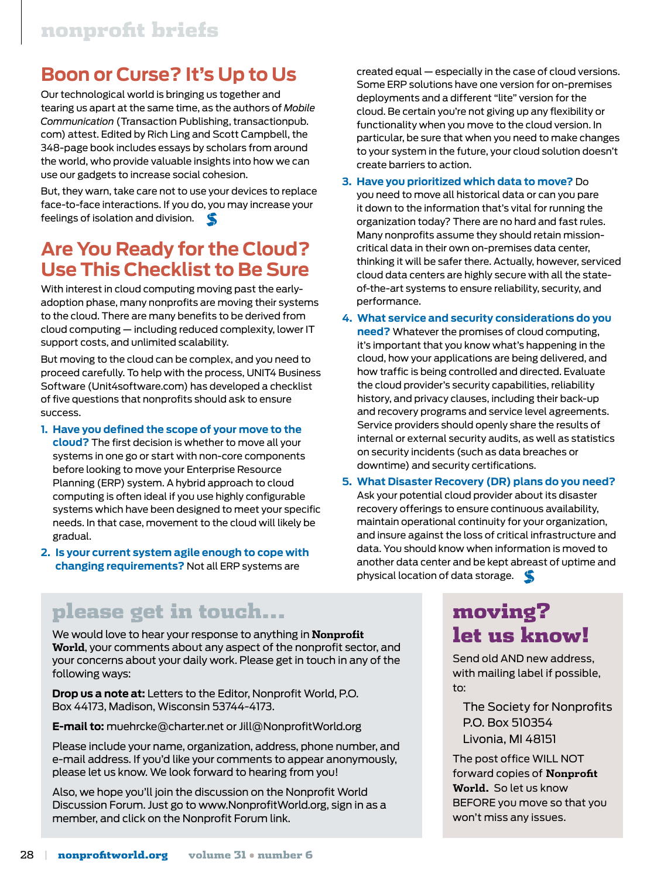## Boon or Curse? It's Up to Us

Our technological world is bringing us together and tearing us apart at the same time, as the authors of *Mobile Communication* (Transaction Publishing, transactionpub.com) attest. Edited by Rich Ling and Scott Campbell, the 348-page book includes essays by scholars from around the world, who provide valuable insights into how we can use our gadgets to increase social cohesion.

But, they warn, take care not to use your devices to replace face-to-face interactions. If you do, you may increase your feelings of isolation and division.

## Are You Ready for the Cloud? Use This Checklist to Be Sure

With interest in cloud computing moving past the early-adoption phase, many nonprofits are moving their systems to the cloud. There are many benefits to be derived from cloud computing — including reduced complexity, lower IT support costs, and unlimited scalability.

But moving to the cloud can be complex, and you need to proceed carefully. To help with the process, UNIT4 Business Software (Unit4software.com) has developed a checklist of five questions that nonprofits should ask to ensure success.

1. **Have you defined the scope of your move to the cloud?** The first decision is whether to move all your systems in one go or start with non-core components before looking to move your Enterprise Resource Planning (ERP) system. A hybrid approach to cloud computing is often ideal if you use highly configurable systems which have been designed to meet your specific needs. In that case, movement to the cloud will likely be gradual.
2. **Is your current system agile enough to cope with changing requirements?** Not all ERP systems are created equal — especially in the case of cloud versions. Some ERP solutions have one version for on-premises deployments and a different "lite" version for the cloud. Be certain you're not giving up any flexibility or functionality when you move to the cloud version. In particular, be sure that when you need to make changes to your system in the future, your cloud solution doesn't create barriers to action.
3. **Have you prioritized which data to move?** Do you need to move all historical data or can you pare it down to the information that's vital for running the organization today? There are no hard and fast rules. Many nonprofits assume they should retain mission-critical data in their own on-premises data center, thinking it will be safer there. Actually, however, serviced cloud data centers are highly secure with all the state-of-the-art systems to ensure reliability, security, and performance.
4. **What service and security considerations do you need?** Whatever the promises of cloud computing, it's important that you know what's happening in the cloud, how your applications are being delivered, and how traffic is being controlled and directed. Evaluate the cloud provider's security capabilities, reliability history, and privacy clauses, including their back-up and recovery programs and service level agreements. Service providers should openly share the results of internal or external security audits, as well as statistics on security incidents (such as data breaches or downtime) and security certifications.
5. **What Disaster Recovery (DR) plans do you need?** Ask your potential cloud provider about its disaster recovery offerings to ensure continuous availability, maintain operational continuity for your organization, and insure against the loss of critical infrastructure and data. You should know when information is moved to another data center and be kept abreast of uptime and physical location of data storage.

## please get in touch...

We would love to hear your response to anything in **Nonprofit World**, your comments about any aspect of the nonprofit sector, and your concerns about your daily work. Please get in touch in any of the following ways:

**Drop us a note at:** Letters to the Editor, Nonprofit World, P.O. Box 44173, Madison, Wisconsin 53744-4173.

**E-mail to:** muehrcke@charter.net or Jill@NonprofitWorld.org

Please include your name, organization, address, phone number, and e-mail address. If you'd like your comments to appear anonymously, please let us know. We look forward to hearing from you!

Also, we hope you'll join the discussion on the Nonprofit World Discussion Forum. Just go to www.NonprofitWorld.org, sign in as a member, and click on the Nonprofit Forum link.

## moving? let us know!

Send old AND new address, with mailing label if possible, to:

The Society for Nonprofits
P.O. Box 510354
Livonia, MI 48151

The post office WILL NOT forward copies of **Nonprofit World.** So let us know BEFORE you move so that you won't miss any issues.